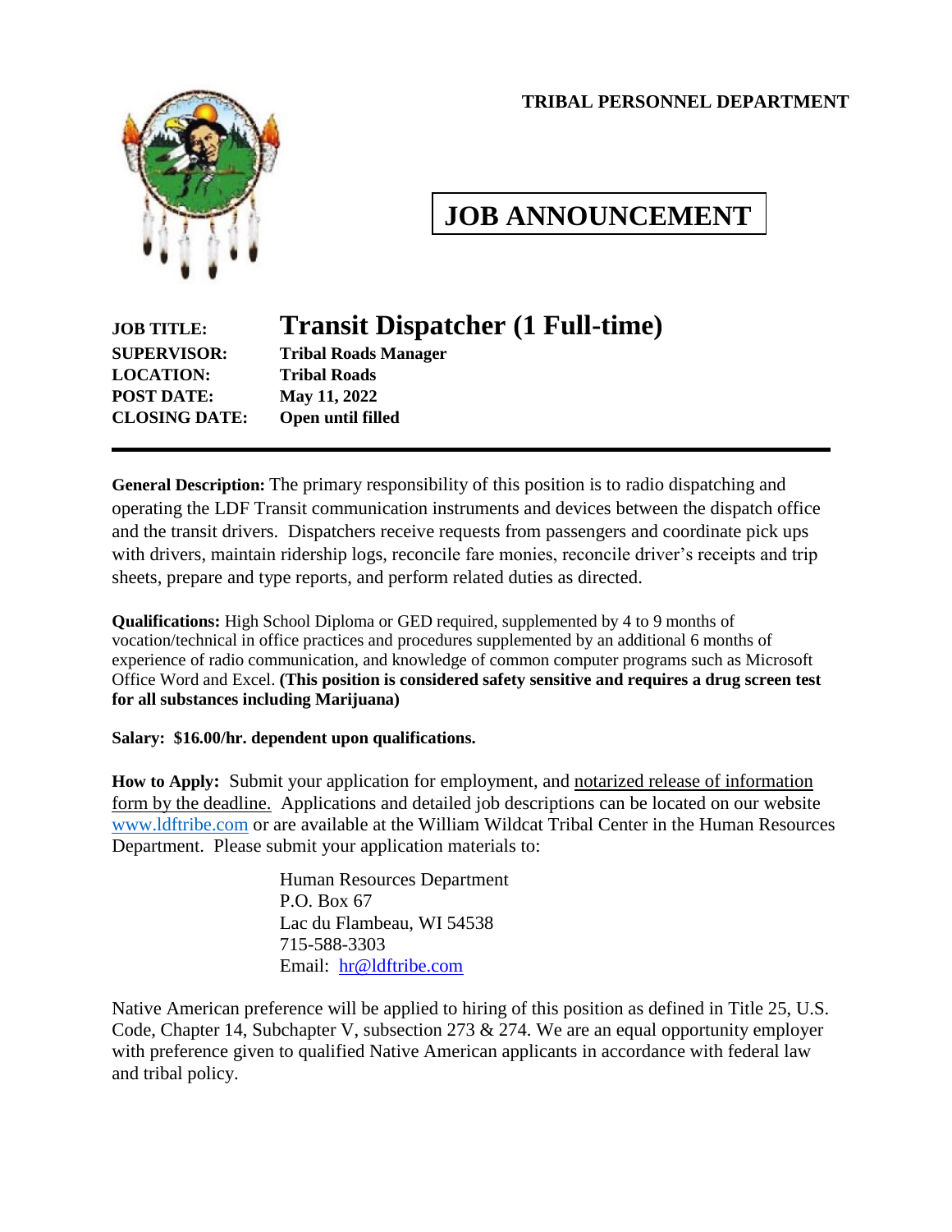**TRIBAL PERSONNEL DEPARTMENT**

# JOB ANNOUNCEMENT

**JOB TITLE:** **Transit Dispatcher (1 Full-time)**
**SUPERVISOR:** **Tribal Roads Manager**
**LOCATION:** **Tribal Roads**
**POST DATE:** **May 11, 2022**
**CLOSING DATE:** **Open until filled**

---

**General Description:** The primary responsibility of this position is to radio dispatching and operating the LDF Transit communication instruments and devices between the dispatch office and the transit drivers. Dispatchers receive requests from passengers and coordinate pick ups with drivers, maintain ridership logs, reconcile fare monies, reconcile driver's receipts and trip sheets, prepare and type reports, and perform related duties as directed.

**Qualifications:** High School Diploma or GED required, supplemented by 4 to 9 months of vocation/technical in office practices and procedures supplemented by an additional 6 months of experience of radio communication, and knowledge of common computer programs such as Microsoft Office Word and Excel. **(This position is considered safety sensitive and requires a drug screen test for all substances including Marijuana)**

**Salary: $16.00/hr. dependent upon qualifications.**

**How to Apply:** Submit your application for employment, and notarized release of information form by the deadline. Applications and detailed job descriptions can be located on our website www.ldftribe.com or are available at the William Wildcat Tribal Center in the Human Resources Department. Please submit your application materials to:

Human Resources Department
P.O. Box 67
Lac du Flambeau, WI 54538
715-588-3303
Email: hr@ldftribe.com

Native American preference will be applied to hiring of this position as defined in Title 25, U.S. Code, Chapter 14, Subchapter V, subsection 273 & 274. We are an equal opportunity employer with preference given to qualified Native American applicants in accordance with federal law and tribal policy.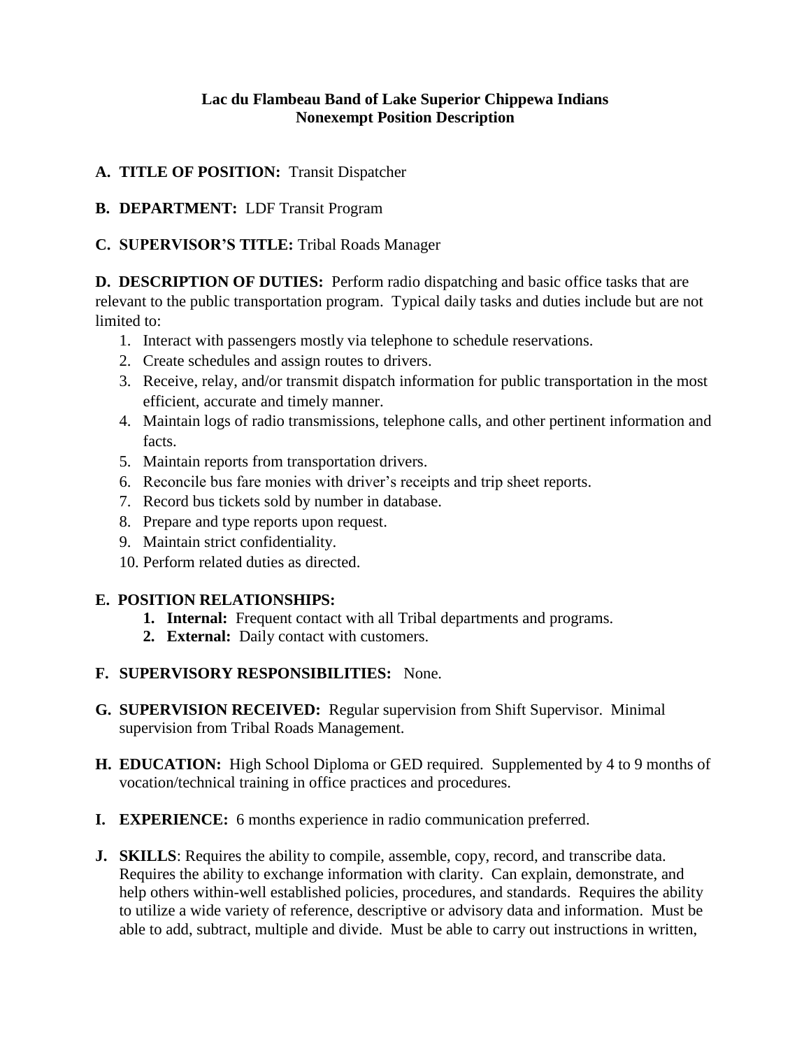**Lac du Flambeau Band of Lake Superior Chippewa Indians**
**Nonexempt Position Description**

**A. TITLE OF POSITION:** Transit Dispatcher

**B. DEPARTMENT:** LDF Transit Program

**C. SUPERVISOR'S TITLE:** Tribal Roads Manager

**D. DESCRIPTION OF DUTIES:** Perform radio dispatching and basic office tasks that are relevant to the public transportation program. Typical daily tasks and duties include but are not limited to:

1. Interact with passengers mostly via telephone to schedule reservations.
2. Create schedules and assign routes to drivers.
3. Receive, relay, and/or transmit dispatch information for public transportation in the most efficient, accurate and timely manner.
4. Maintain logs of radio transmissions, telephone calls, and other pertinent information and facts.
5. Maintain reports from transportation drivers.
6. Reconcile bus fare monies with driver's receipts and trip sheet reports.
7. Record bus tickets sold by number in database.
8. Prepare and type reports upon request.
9. Maintain strict confidentiality.
10. Perform related duties as directed.

**E. POSITION RELATIONSHIPS:**

1. **Internal:** Frequent contact with all Tribal departments and programs.
2. **External:** Daily contact with customers.

**F. SUPERVISORY RESPONSIBILITIES:** None.

**G. SUPERVISION RECEIVED:** Regular supervision from Shift Supervisor. Minimal supervision from Tribal Roads Management.

**H. EDUCATION:** High School Diploma or GED required. Supplemented by 4 to 9 months of vocation/technical training in office practices and procedures.

**I. EXPERIENCE:** 6 months experience in radio communication preferred.

**J. SKILLS**: Requires the ability to compile, assemble, copy, record, and transcribe data. Requires the ability to exchange information with clarity. Can explain, demonstrate, and help others within-well established policies, procedures, and standards. Requires the ability to utilize a wide variety of reference, descriptive or advisory data and information. Must be able to add, subtract, multiple and divide. Must be able to carry out instructions in written,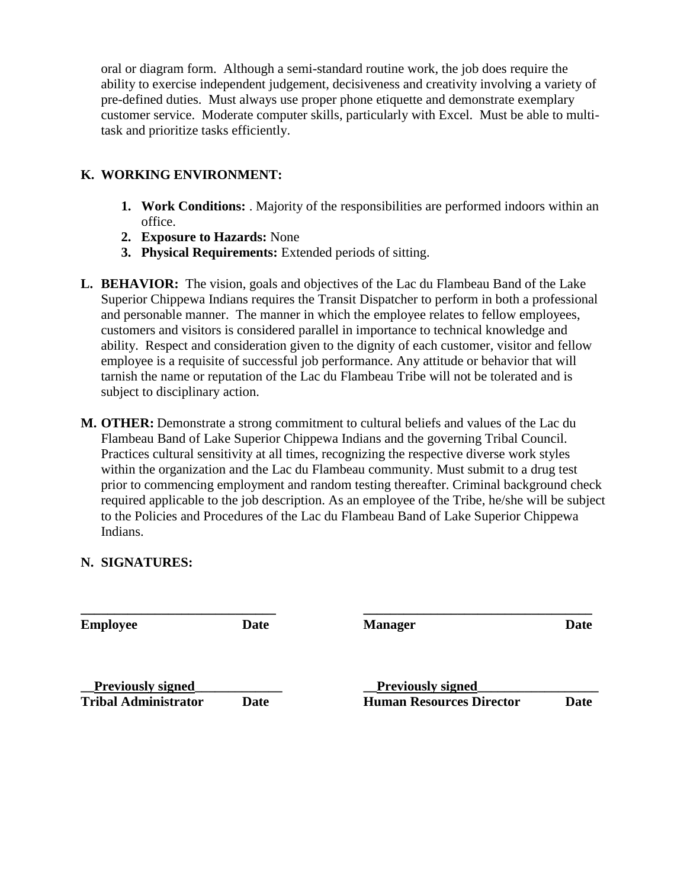oral or diagram form. Although a semi-standard routine work, the job does require the ability to exercise independent judgement, decisiveness and creativity involving a variety of pre-defined duties. Must always use proper phone etiquette and demonstrate exemplary customer service. Moderate computer skills, particularly with Excel. Must be able to multi-task and prioritize tasks efficiently.

**K. WORKING ENVIRONMENT:**

1. **Work Conditions:** . Majority of the responsibilities are performed indoors within an office.
2. **Exposure to Hazards:** None
3. **Physical Requirements:** Extended periods of sitting.

**L. BEHAVIOR:** The vision, goals and objectives of the Lac du Flambeau Band of the Lake Superior Chippewa Indians requires the Transit Dispatcher to perform in both a professional and personable manner. The manner in which the employee relates to fellow employees, customers and visitors is considered parallel in importance to technical knowledge and ability. Respect and consideration given to the dignity of each customer, visitor and fellow employee is a requisite of successful job performance. Any attitude or behavior that will tarnish the name or reputation of the Lac du Flambeau Tribe will not be tolerated and is subject to disciplinary action.

**M. OTHER:** Demonstrate a strong commitment to cultural beliefs and values of the Lac du Flambeau Band of Lake Superior Chippewa Indians and the governing Tribal Council. Practices cultural sensitivity at all times, recognizing the respective diverse work styles within the organization and the Lac du Flambeau community. Must submit to a drug test prior to commencing employment and random testing thereafter. Criminal background check required applicable to the job description. As an employee of the Tribe, he/she will be subject to the Policies and Procedures of the Lac du Flambeau Band of Lake Superior Chippewa Indians.

**N. SIGNATURES:**

______________________________ &nbsp;&nbsp;&nbsp;&nbsp; ___________________________________

**Employee** &nbsp;&nbsp;&nbsp;&nbsp; **Date** &nbsp;&nbsp;&nbsp;&nbsp; **Manager** &nbsp;&nbsp;&nbsp;&nbsp; **Date**

__**Previously signed**_____________ &nbsp;&nbsp;&nbsp;&nbsp; __**Previously signed**__________________

**Tribal Administrator** &nbsp;&nbsp;&nbsp;&nbsp; **Date** &nbsp;&nbsp;&nbsp;&nbsp; **Human Resources Director** &nbsp;&nbsp;&nbsp;&nbsp; **Date**